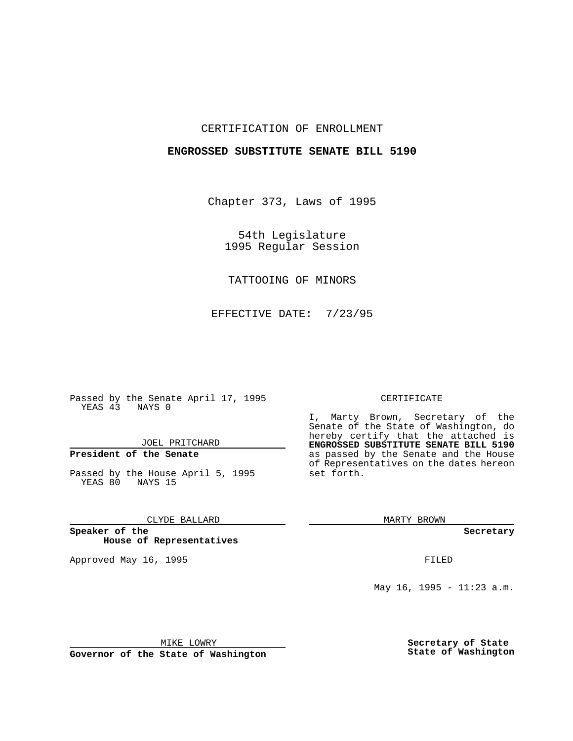CERTIFICATION OF ENROLLMENT

**ENGROSSED SUBSTITUTE SENATE BILL 5190**

Chapter 373, Laws of 1995

54th Legislature
1995 Regular Session

TATTOOING OF MINORS

EFFECTIVE DATE: 7/23/95

Passed by the Senate April 17, 1995
YEAS 43 NAYS 0

JOEL PRITCHARD

**President of the Senate**

Passed by the House April 5, 1995
YEAS 80 NAYS 15

CLYDE BALLARD

**Speaker of the House of Representatives**

Approved May 16, 1995

MIKE LOWRY

**Governor of the State of Washington**

CERTIFICATE

I, Marty Brown, Secretary of the Senate of the State of Washington, do hereby certify that the attached is **ENGROSSED SUBSTITUTE SENATE BILL 5190** as passed by the Senate and the House of Representatives on the dates hereon set forth.

MARTY BROWN

**Secretary**

FILED

May 16, 1995 - 11:23 a.m.

**Secretary of State**
**State of Washington**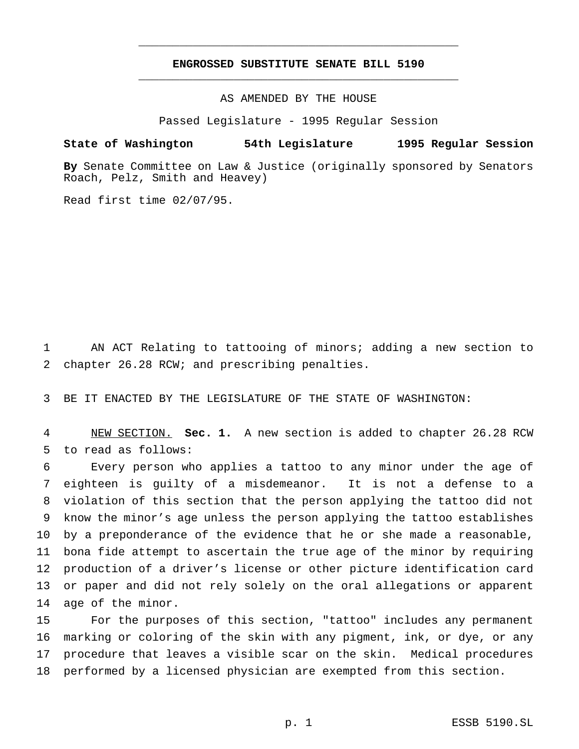# ENGROSSED SUBSTITUTE SENATE BILL 5190

AS AMENDED BY THE HOUSE

Passed Legislature - 1995 Regular Session

**State of Washington 54th Legislature 1995 Regular Session**

**By** Senate Committee on Law & Justice (originally sponsored by Senators Roach, Pelz, Smith and Heavey)

Read first time 02/07/95.

AN ACT Relating to tattooing of minors; adding a new section to chapter 26.28 RCW; and prescribing penalties.

BE IT ENACTED BY THE LEGISLATURE OF THE STATE OF WASHINGTON:

NEW SECTION. **Sec. 1.** A new section is added to chapter 26.28 RCW to read as follows:

Every person who applies a tattoo to any minor under the age of eighteen is guilty of a misdemeanor. It is not a defense to a violation of this section that the person applying the tattoo did not know the minor's age unless the person applying the tattoo establishes by a preponderance of the evidence that he or she made a reasonable, bona fide attempt to ascertain the true age of the minor by requiring production of a driver's license or other picture identification card or paper and did not rely solely on the oral allegations or apparent age of the minor.

For the purposes of this section, "tattoo" includes any permanent marking or coloring of the skin with any pigment, ink, or dye, or any procedure that leaves a visible scar on the skin. Medical procedures performed by a licensed physician are exempted from this section.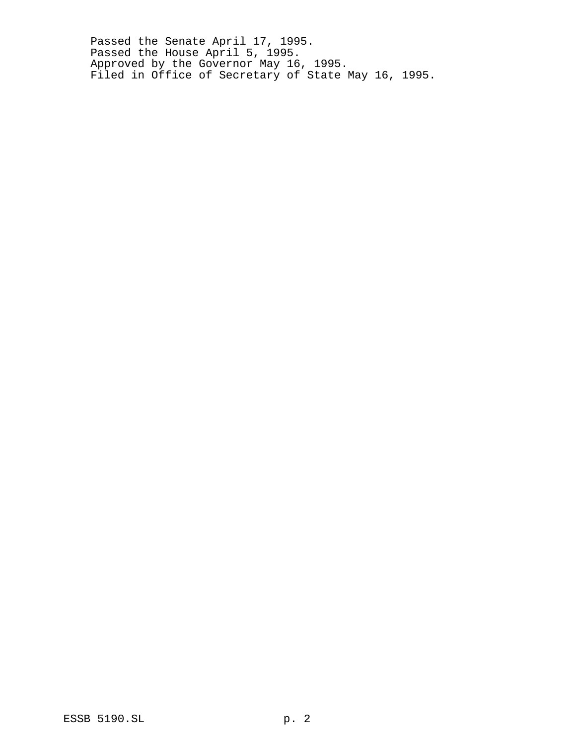Passed the Senate April 17, 1995.
Passed the House April 5, 1995.
Approved by the Governor May 16, 1995.
Filed in Office of Secretary of State May 16, 1995.